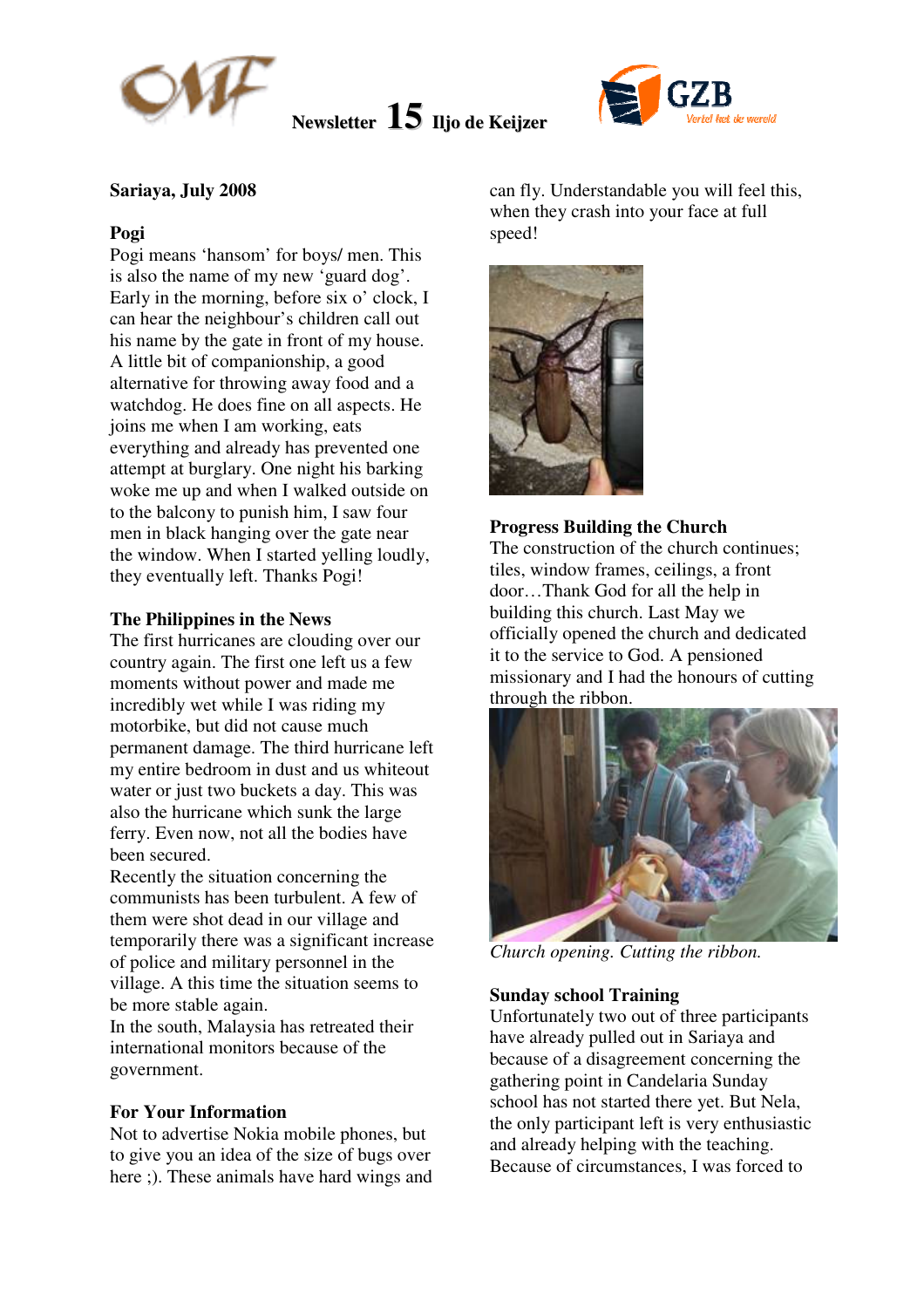**Newsletter 15 Iljo de Keijzer**

**Sariaya, July 2008**

### Pogi

Pogi means 'hansom' for boys/ men. This is also the name of my new 'guard dog'. Early in the morning, before six o' clock, I can hear the neighbour's children call out his name by the gate in front of my house. A little bit of companionship, a good alternative for throwing away food and a watchdog. He does fine on all aspects. He joins me when I am working, eats everything and already has prevented one attempt at burglary. One night his barking woke me up and when I walked outside on to the balcony to punish him, I saw four men in black hanging over the gate near the window. When I started yelling loudly, they eventually left. Thanks Pogi!

### The Philippines in the News

The first hurricanes are clouding over our country again. The first one left us a few moments without power and made me incredibly wet while I was riding my motorbike, but did not cause much permanent damage. The third hurricane left my entire bedroom in dust and us whiteout water or just two buckets a day. This was also the hurricane which sunk the large ferry. Even now, not all the bodies have been secured.

Recently the situation concerning the communists has been turbulent. A few of them were shot dead in our village and temporarily there was a significant increase of police and military personnel in the village. A this time the situation seems to be more stable again.

In the south, Malaysia has retreated their international monitors because of the government.

### For Your Information

Not to advertise Nokia mobile phones, but to give you an idea of the size of bugs over here ;). These animals have hard wings and can fly. Understandable you will feel this, when they crash into your face at full speed!

### Progress Building the Church

The construction of the church continues; tiles, window frames, ceilings, a front door…Thank God for all the help in building this church. Last May we officially opened the church and dedicated it to the service to God. A pensioned missionary and I had the honours of cutting through the ribbon.

*Church opening. Cutting the ribbon.*

### Sunday school Training

Unfortunately two out of three participants have already pulled out in Sariaya and because of a disagreement concerning the gathering point in Candelaria Sunday school has not started there yet. But Nela, the only participant left is very enthusiastic and already helping with the teaching. Because of circumstances, I was forced to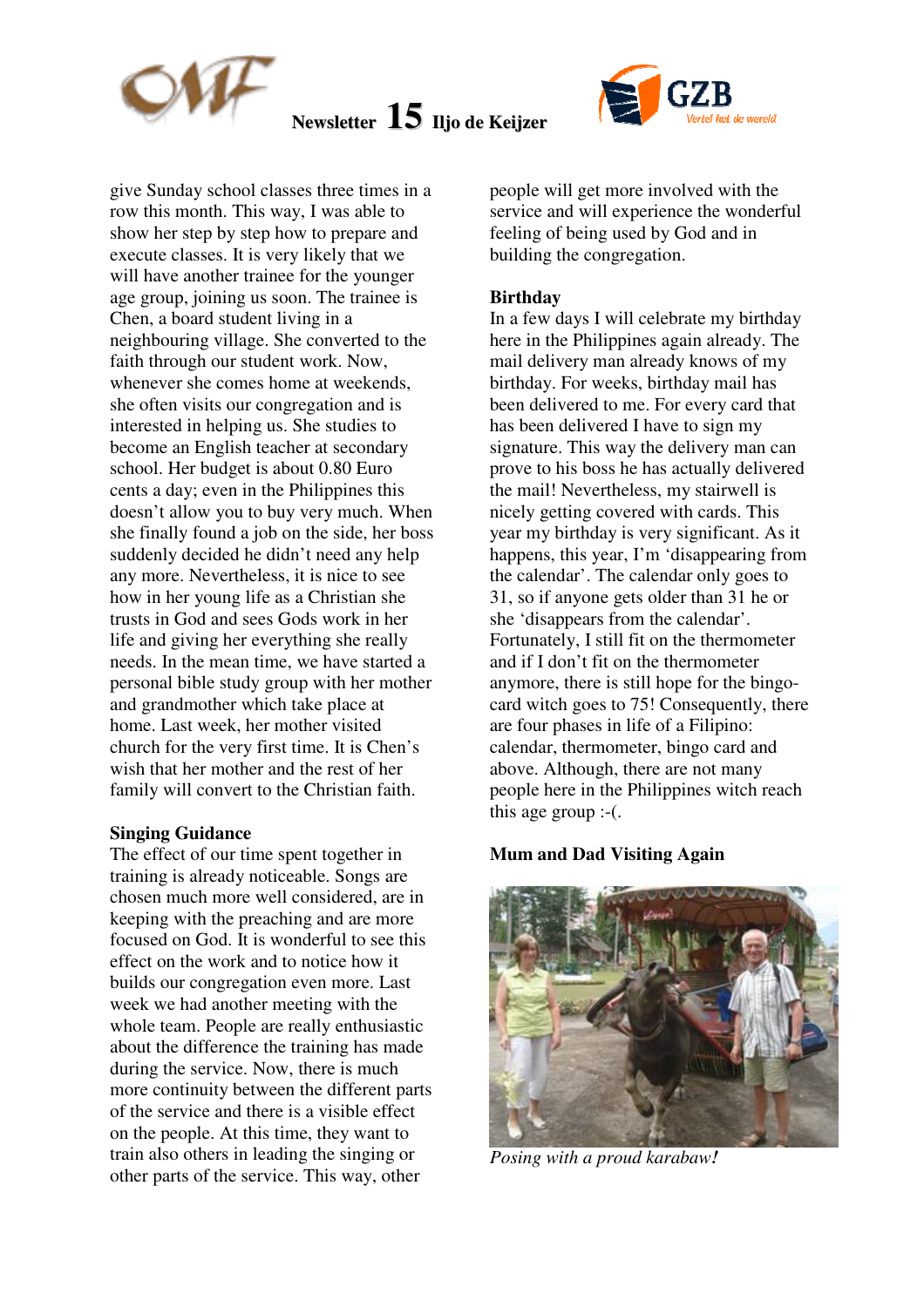give Sunday school classes three times in a row this month. This way, I was able to show her step by step how to prepare and execute classes. It is very likely that we will have another trainee for the younger age group, joining us soon. The trainee is Chen, a board student living in a neighbouring village. She converted to the faith through our student work. Now, whenever she comes home at weekends, she often visits our congregation and is interested in helping us. She studies to become an English teacher at secondary school. Her budget is about 0.80 Euro cents a day; even in the Philippines this doesn't allow you to buy very much. When she finally found a job on the side, her boss suddenly decided he didn't need any help any more. Nevertheless, it is nice to see how in her young life as a Christian she trusts in God and sees Gods work in her life and giving her everything she really needs. In the mean time, we have started a personal bible study group with her mother and grandmother which take place at home. Last week, her mother visited church for the very first time. It is Chen's wish that her mother and the rest of her family will convert to the Christian faith.

**Singing Guidance**

The effect of our time spent together in training is already noticeable. Songs are chosen much more well considered, are in keeping with the preaching and are more focused on God. It is wonderful to see this effect on the work and to notice how it builds our congregation even more. Last week we had another meeting with the whole team. People are really enthusiastic about the difference the training has made during the service. Now, there is much more continuity between the different parts of the service and there is a visible effect on the people. At this time, they want to train also others in leading the singing or other parts of the service. This way, other people will get more involved with the service and will experience the wonderful feeling of being used by God and in building the congregation.

**Birthday**

In a few days I will celebrate my birthday here in the Philippines again already. The mail delivery man already knows of my birthday. For weeks, birthday mail has been delivered to me. For every card that has been delivered I have to sign my signature. This way the delivery man can prove to his boss he has actually delivered the mail! Nevertheless, my stairwell is nicely getting covered with cards. This year my birthday is very significant. As it happens, this year, I'm 'disappearing from the calendar'. The calendar only goes to 31, so if anyone gets older than 31 he or she 'disappears from the calendar'. Fortunately, I still fit on the thermometer and if I don't fit on the thermometer anymore, there is still hope for the bingo-card witch goes to 75! Consequently, there are four phases in life of a Filipino: calendar, thermometer, bingo card and above. Although, there are not many people here in the Philippines witch reach this age group :-(.

**Mum and Dad Visiting Again**

*Posing with a proud karabaw!*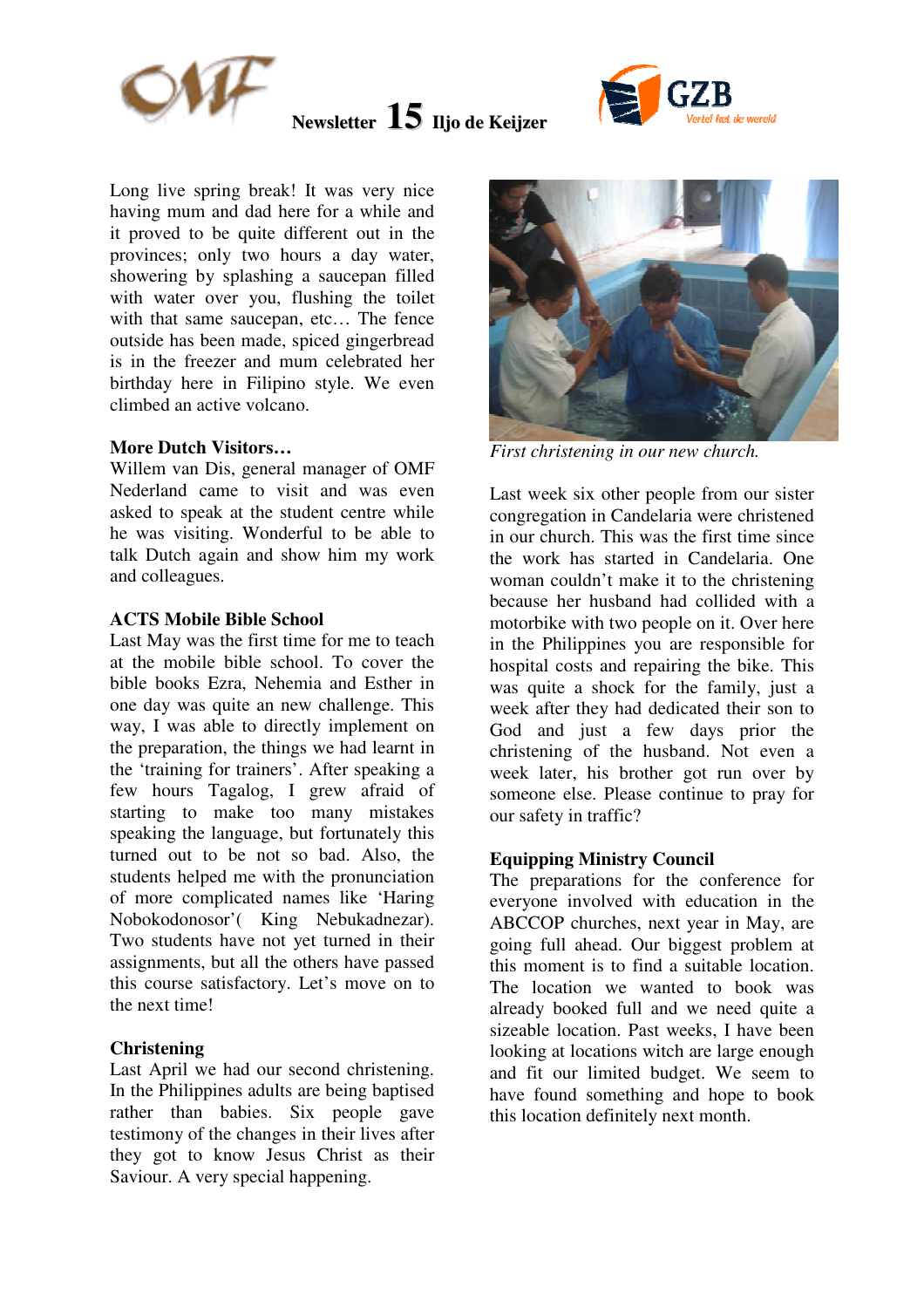Newsletter 15 Iljo de Keijzer

Long live spring break! It was very nice having mum and dad here for a while and it proved to be quite different out in the provinces; only two hours a day water, showering by splashing a saucepan filled with water over you, flushing the toilet with that same saucepan, etc… The fence outside has been made, spiced gingerbread is in the freezer and mum celebrated her birthday here in Filipino style. We even climbed an active volcano.

**More Dutch Visitors…**

Willem van Dis, general manager of OMF Nederland came to visit and was even asked to speak at the student centre while he was visiting. Wonderful to be able to talk Dutch again and show him my work and colleagues.

**ACTS Mobile Bible School**

Last May was the first time for me to teach at the mobile bible school. To cover the bible books Ezra, Nehemia and Esther in one day was quite an new challenge. This way, I was able to directly implement on the preparation, the things we had learnt in the 'training for trainers'. After speaking a few hours Tagalog, I grew afraid of starting to make too many mistakes speaking the language, but fortunately this turned out to be not so bad. Also, the students helped me with the pronunciation of more complicated names like 'Haring Nobokodonosor'( King Nebukadnezar). Two students have not yet turned in their assignments, but all the others have passed this course satisfactory. Let's move on to the next time!

**Christening**

Last April we had our second christening. In the Philippines adults are being baptised rather than babies. Six people gave testimony of the changes in their lives after they got to know Jesus Christ as their Saviour. A very special happening.

*First christening in our new church.*

Last week six other people from our sister congregation in Candelaria were christened in our church. This was the first time since the work has started in Candelaria. One woman couldn't make it to the christening because her husband had collided with a motorbike with two people on it. Over here in the Philippines you are responsible for hospital costs and repairing the bike. This was quite a shock for the family, just a week after they had dedicated their son to God and just a few days prior the christening of the husband. Not even a week later, his brother got run over by someone else. Please continue to pray for our safety in traffic?

**Equipping Ministry Council**

The preparations for the conference for everyone involved with education in the ABCCOP churches, next year in May, are going full ahead. Our biggest problem at this moment is to find a suitable location. The location we wanted to book was already booked full and we need quite a sizeable location. Past weeks, I have been looking at locations witch are large enough and fit our limited budget. We seem to have found something and hope to book this location definitely next month.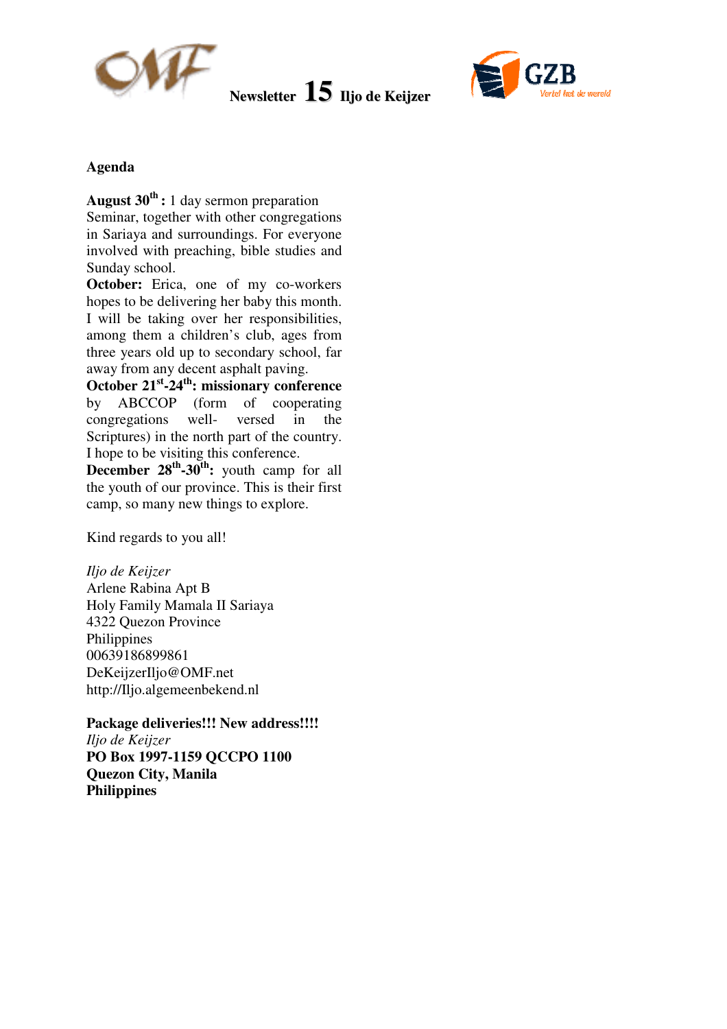**Agenda**

**August 30th :** 1 day sermon preparation Seminar, together with other congregations in Sariaya and surroundings. For everyone involved with preaching, bible studies and Sunday school.

**October:** Erica, one of my co-workers hopes to be delivering her baby this month. I will be taking over her responsibilities, among them a children's club, ages from three years old up to secondary school, far away from any decent asphalt paving.

**October 21st-24th: missionary conference** by ABCCOP (form of cooperating congregations well- versed in the Scriptures) in the north part of the country. I hope to be visiting this conference.

**December 28th-30th:** youth camp for all the youth of our province. This is their first camp, so many new things to explore.

Kind regards to you all!

*Iljo de Keijzer*
Arlene Rabina Apt B
Holy Family Mamala II Sariaya
4322 Quezon Province
Philippines
00639186899861
DeKeijzerIljo@OMF.net
http://Iljo.algemeenbekend.nl

**Package deliveries!!! New address!!!!**
*Iljo de Keijzer*
**PO Box 1997-1159 QCCPO 1100**
**Quezon City, Manila**
**Philippines**